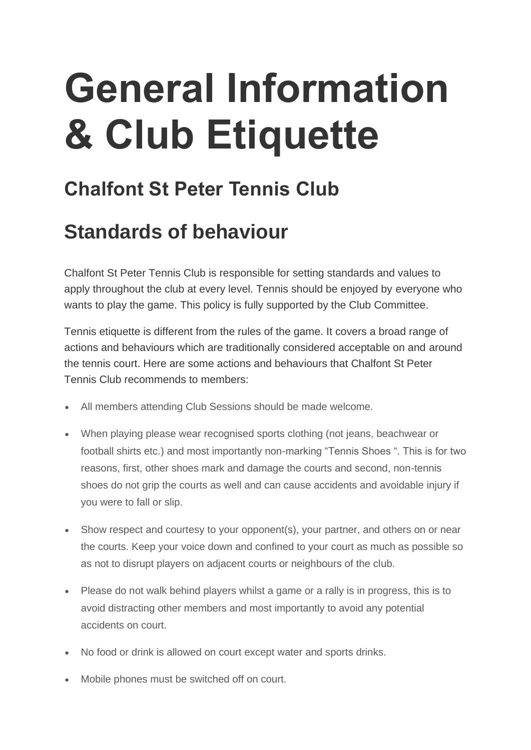# General Information & Club Etiquette

## Chalfont St Peter Tennis Club

## Standards of behaviour

Chalfont St Peter Tennis Club is responsible for setting standards and values to apply throughout the club at every level. Tennis should be enjoyed by everyone who wants to play the game. This policy is fully supported by the Club Committee.

Tennis etiquette is different from the rules of the game. It covers a broad range of actions and behaviours which are traditionally considered acceptable on and around the tennis court. Here are some actions and behaviours that Chalfont St Peter Tennis Club recommends to members:

- All members attending Club Sessions should be made welcome.
- When playing please wear recognised sports clothing (not jeans, beachwear or football shirts etc.) and most importantly non-marking "Tennis Shoes ". This is for two reasons, first, other shoes mark and damage the courts and second, non-tennis shoes do not grip the courts as well and can cause accidents and avoidable injury if you were to fall or slip.
- Show respect and courtesy to your opponent(s), your partner, and others on or near the courts. Keep your voice down and confined to your court as much as possible so as not to disrupt players on adjacent courts or neighbours of the club.
- Please do not walk behind players whilst a game or a rally is in progress, this is to avoid distracting other members and most importantly to avoid any potential accidents on court.
- No food or drink is allowed on court except water and sports drinks.
- Mobile phones must be switched off on court.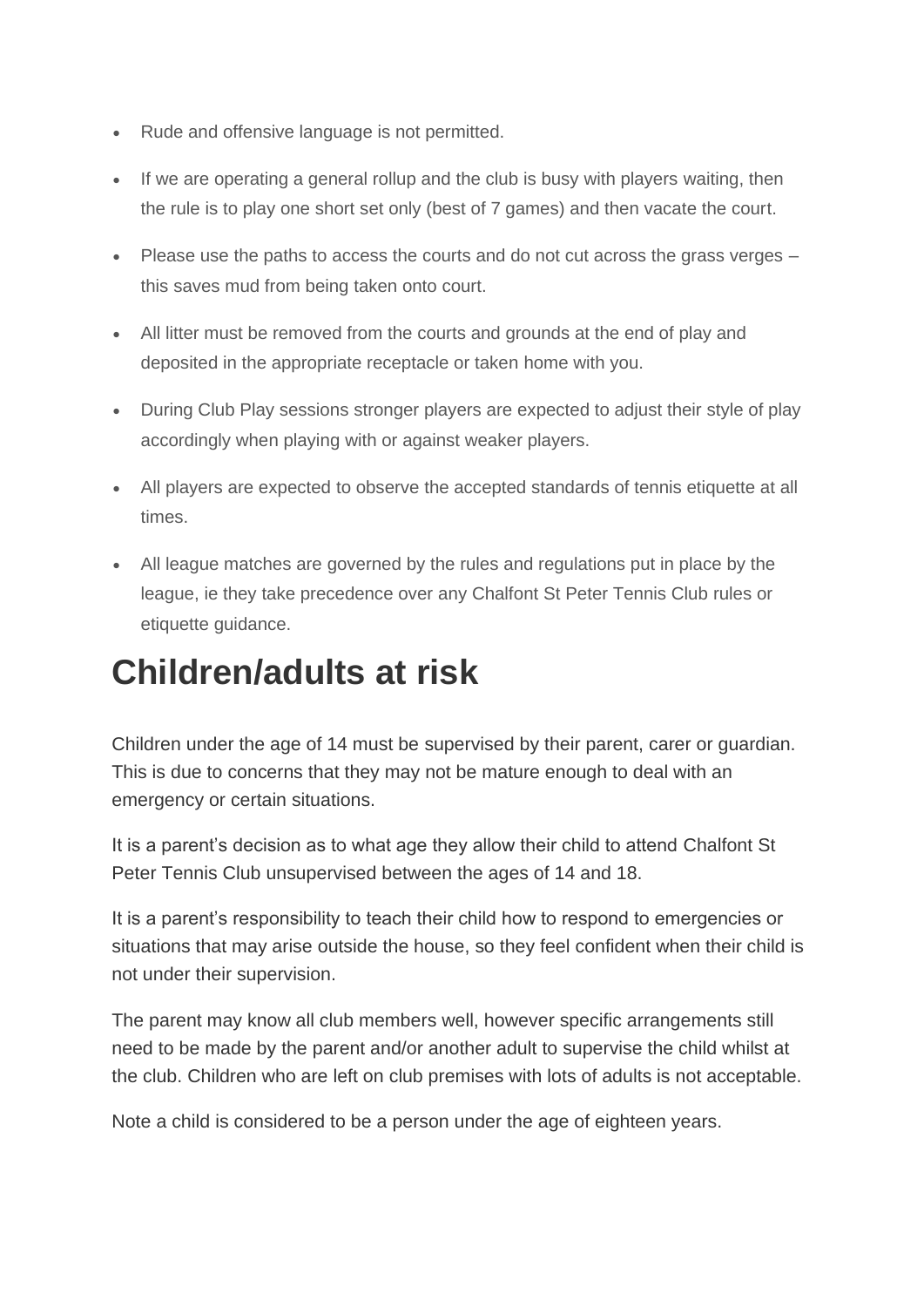- Rude and offensive language is not permitted.
- If we are operating a general rollup and the club is busy with players waiting, then the rule is to play one short set only (best of 7 games) and then vacate the court.
- Please use the paths to access the courts and do not cut across the grass verges – this saves mud from being taken onto court.
- All litter must be removed from the courts and grounds at the end of play and deposited in the appropriate receptacle or taken home with you.
- During Club Play sessions stronger players are expected to adjust their style of play accordingly when playing with or against weaker players.
- All players are expected to observe the accepted standards of tennis etiquette at all times.
- All league matches are governed by the rules and regulations put in place by the league, ie they take precedence over any Chalfont St Peter Tennis Club rules or etiquette guidance.

# Children/adults at risk

Children under the age of 14 must be supervised by their parent, carer or guardian. This is due to concerns that they may not be mature enough to deal with an emergency or certain situations.

It is a parent's decision as to what age they allow their child to attend Chalfont St Peter Tennis Club unsupervised between the ages of 14 and 18.

It is a parent's responsibility to teach their child how to respond to emergencies or situations that may arise outside the house, so they feel confident when their child is not under their supervision.

The parent may know all club members well, however specific arrangements still need to be made by the parent and/or another adult to supervise the child whilst at the club. Children who are left on club premises with lots of adults is not acceptable.

Note a child is considered to be a person under the age of eighteen years.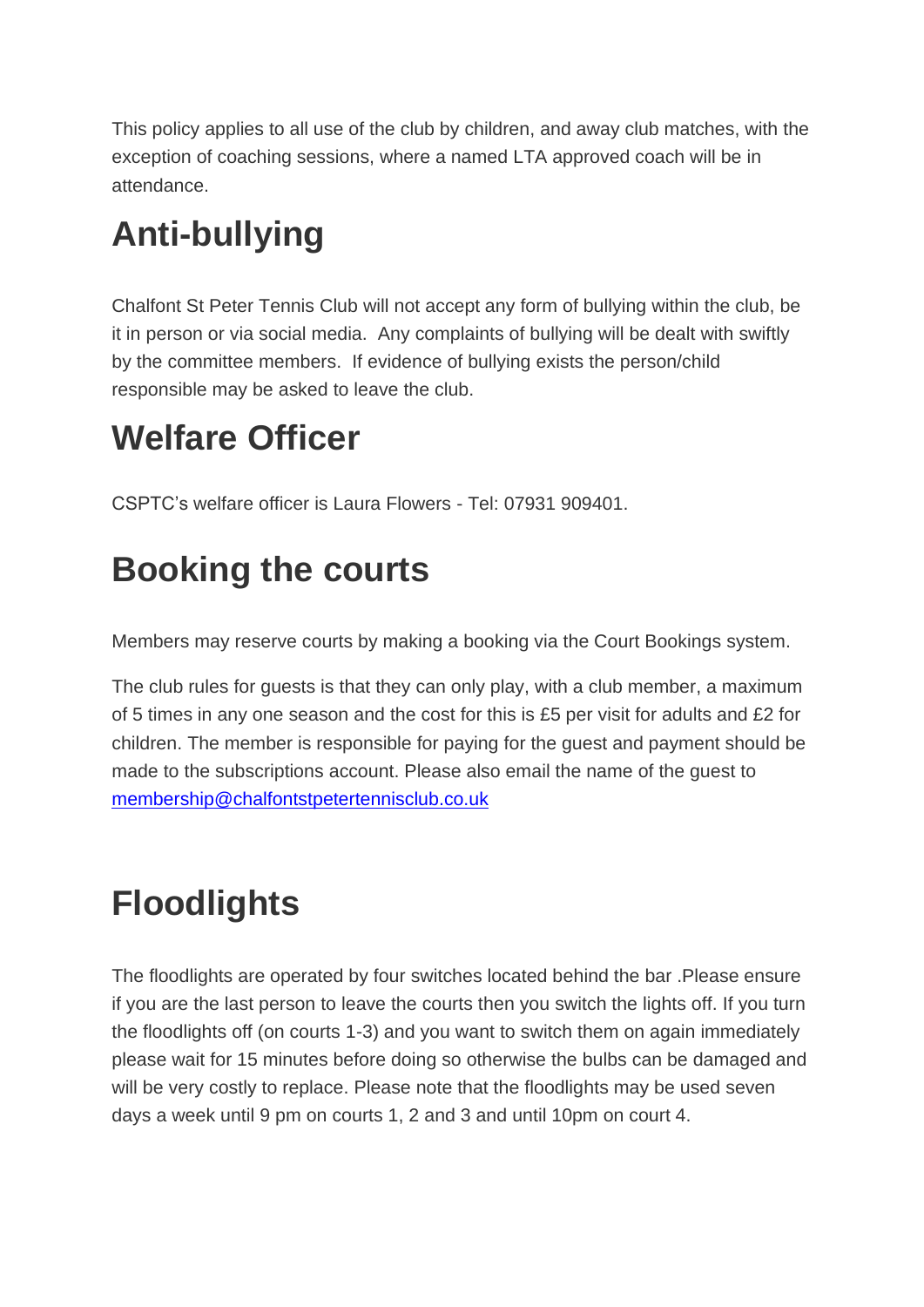This policy applies to all use of the club by children, and away club matches, with the exception of coaching sessions, where a named LTA approved coach will be in attendance.

# Anti-bullying

Chalfont St Peter Tennis Club will not accept any form of bullying within the club, be it in person or via social media.  Any complaints of bullying will be dealt with swiftly by the committee members.  If evidence of bullying exists the person/child responsible may be asked to leave the club.

# Welfare Officer

CSPTC's welfare officer is Laura Flowers - Tel: 07931 909401.

# Booking the courts

Members may reserve courts by making a booking via the Court Bookings system.

The club rules for guests is that they can only play, with a club member, a maximum of 5 times in any one season and the cost for this is £5 per visit for adults and £2 for children. The member is responsible for paying for the guest and payment should be made to the subscriptions account. Please also email the name of the guest to [membership@chalfontstpetertennisclub.co.uk](mailto:membership@chalfontstpetertennisclub.co.uk)

# Floodlights

The floodlights are operated by four switches located behind the bar .Please ensure if you are the last person to leave the courts then you switch the lights off. If you turn the floodlights off (on courts 1-3) and you want to switch them on again immediately please wait for 15 minutes before doing so otherwise the bulbs can be damaged and will be very costly to replace. Please note that the floodlights may be used seven days a week until 9 pm on courts 1, 2 and 3 and until 10pm on court 4.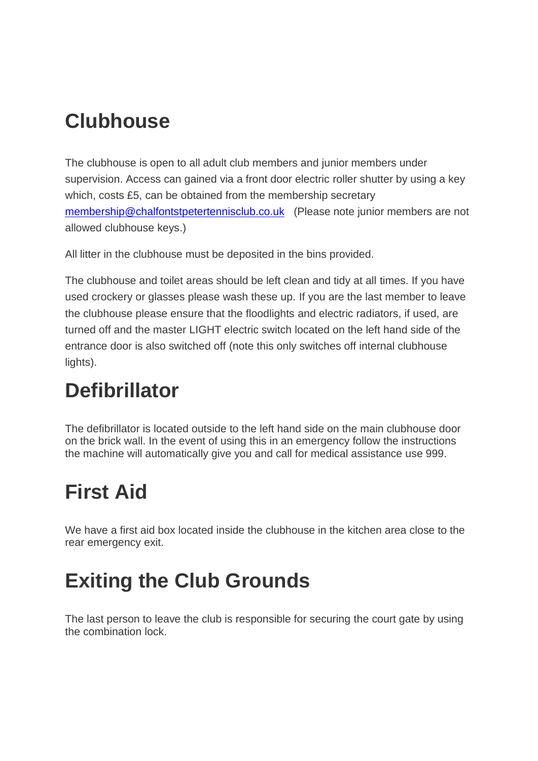# Clubhouse

The clubhouse is open to all adult club members and junior members under supervision. Access can gained via a front door electric roller shutter by using a key which, costs £5, can be obtained from the membership secretary membership@chalfontstpetertennisclub.co.uk (Please note junior members are not allowed clubhouse keys.)

All litter in the clubhouse must be deposited in the bins provided.

The clubhouse and toilet areas should be left clean and tidy at all times. If you have used crockery or glasses please wash these up. If you are the last member to leave the clubhouse please ensure that the floodlights and electric radiators, if used, are turned off and the master LIGHT electric switch located on the left hand side of the entrance door is also switched off (note this only switches off internal clubhouse lights).

# Defibrillator

The defibrillator is located outside to the left hand side on the main clubhouse door on the brick wall. In the event of using this in an emergency follow the instructions the machine will automatically give you and call for medical assistance use 999.

# First Aid

We have a first aid box located inside the clubhouse in the kitchen area close to the rear emergency exit.

# Exiting the Club Grounds

The last person to leave the club is responsible for securing the court gate by using the combination lock.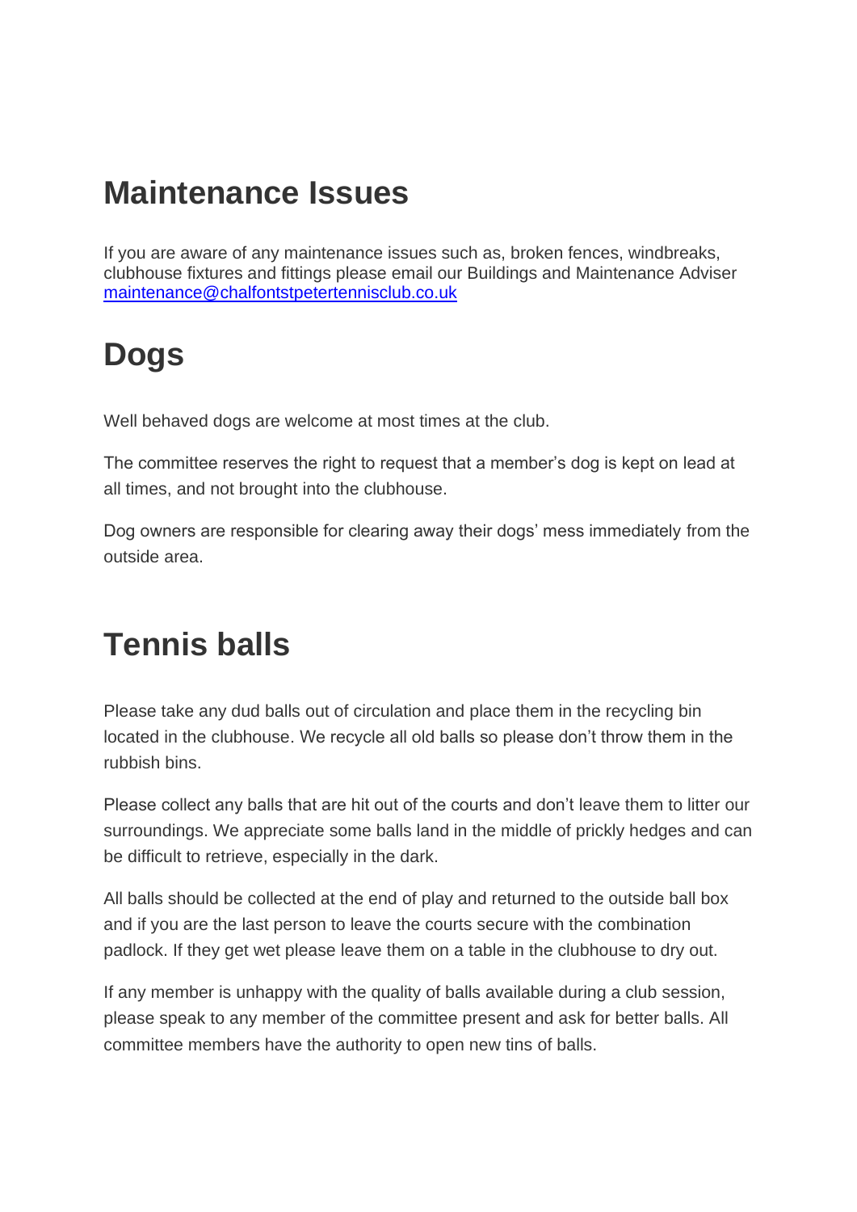## Maintenance Issues

If you are aware of any maintenance issues such as, broken fences, windbreaks, clubhouse fixtures and fittings please email our Buildings and Maintenance Adviser maintenance@chalfontstpetertennisclub.co.uk

## Dogs

Well behaved dogs are welcome at most times at the club.

The committee reserves the right to request that a member's dog is kept on lead at all times, and not brought into the clubhouse.

Dog owners are responsible for clearing away their dogs' mess immediately from the outside area.

## Tennis balls

Please take any dud balls out of circulation and place them in the recycling bin located in the clubhouse. We recycle all old balls so please don't throw them in the rubbish bins.

Please collect any balls that are hit out of the courts and don't leave them to litter our surroundings. We appreciate some balls land in the middle of prickly hedges and can be difficult to retrieve, especially in the dark.

All balls should be collected at the end of play and returned to the outside ball box and if you are the last person to leave the courts secure with the combination padlock. If they get wet please leave them on a table in the clubhouse to dry out.

If any member is unhappy with the quality of balls available during a club session, please speak to any member of the committee present and ask for better balls. All committee members have the authority to open new tins of balls.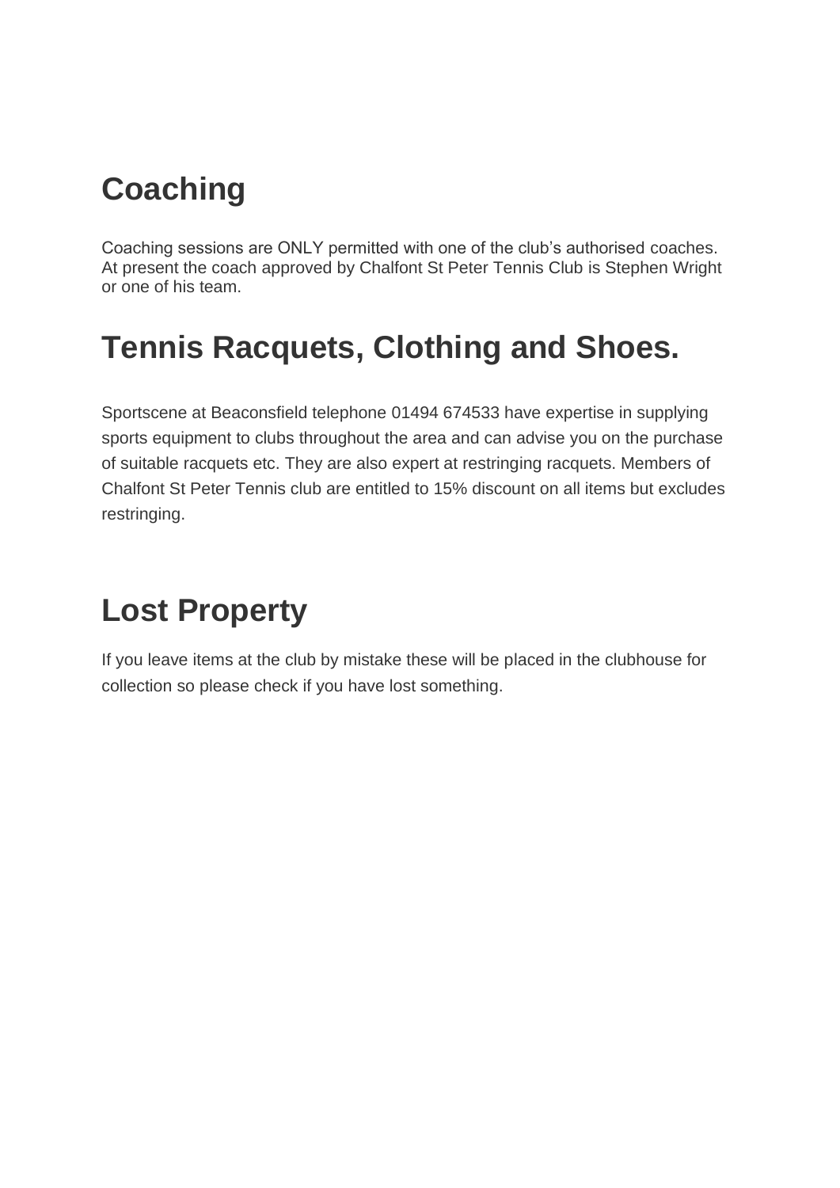## Coaching

Coaching sessions are ONLY permitted with one of the club's authorised coaches. At present the coach approved by Chalfont St Peter Tennis Club is Stephen Wright or one of his team.

## Tennis Racquets, Clothing and Shoes.

Sportscene at Beaconsfield telephone 01494 674533 have expertise in supplying sports equipment to clubs throughout the area and can advise you on the purchase of suitable racquets etc. They are also expert at restringing racquets. Members of Chalfont St Peter Tennis club are entitled to 15% discount on all items but excludes restringing.

## Lost Property

If you leave items at the club by mistake these will be placed in the clubhouse for collection so please check if you have lost something.